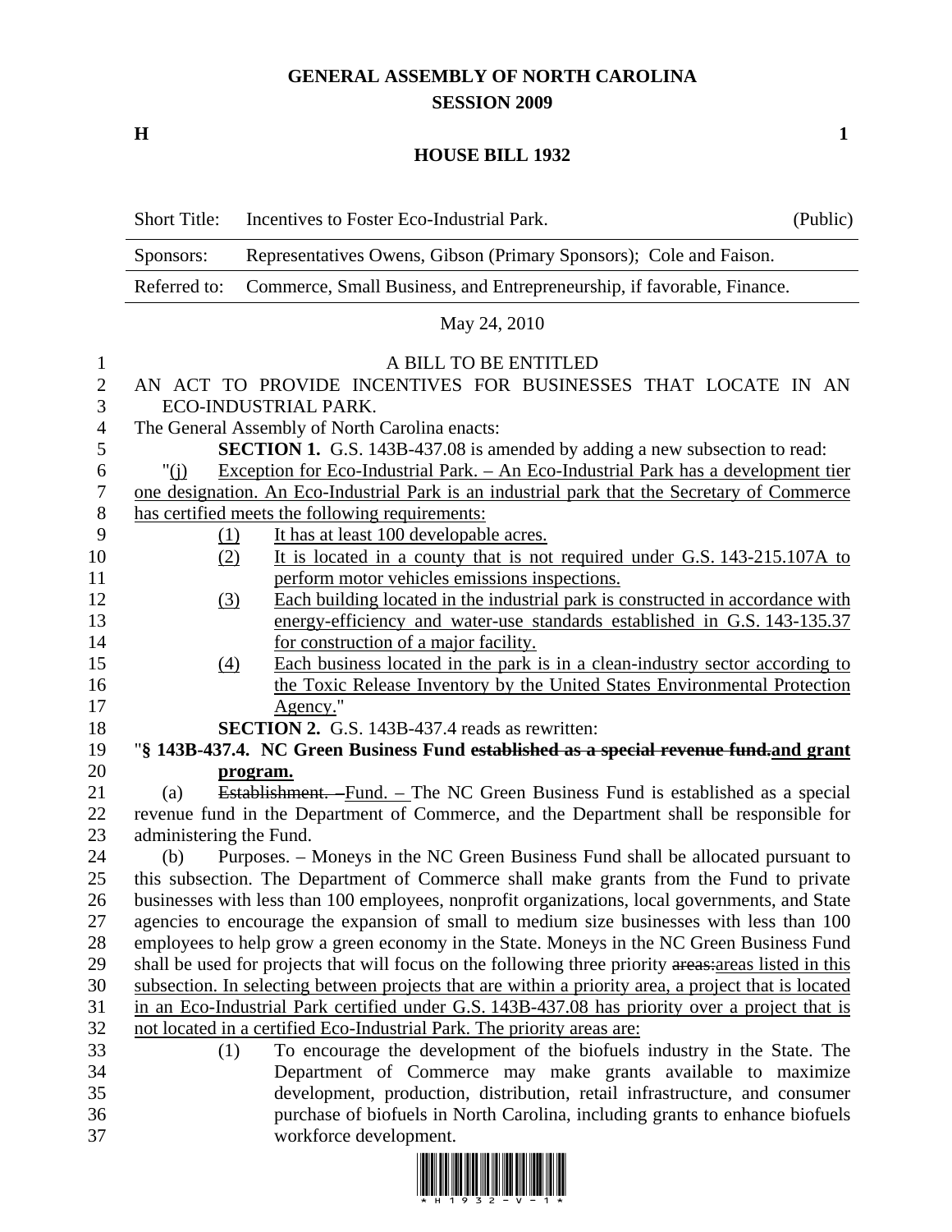# GENERAL ASSEMBLY OF NORTH CAROLINA
## SESSION 2009

**H** **1**

## HOUSE BILL 1932

| Short Title: | Incentives to Foster Eco-Industrial Park. | (Public) |
|---|---|---|
| Sponsors: | Representatives Owens, Gibson (Primary Sponsors); Cole and Faison. | |
| Referred to: | Commerce, Small Business, and Entrepreneurship, if favorable, Finance. | |

May 24, 2010

A BILL TO BE ENTITLED

AN ACT TO PROVIDE INCENTIVES FOR BUSINESSES THAT LOCATE IN AN ECO-INDUSTRIAL PARK.

The General Assembly of North Carolina enacts:

**SECTION 1.** G.S. 143B-437.08 is amended by adding a new subsection to read:

"(j) Exception for Eco-Industrial Park. – An Eco-Industrial Park has a development tier one designation. An Eco-Industrial Park is an industrial park that the Secretary of Commerce has certified meets the following requirements:

(1) It has at least 100 developable acres.

(2) It is located in a county that is not required under G.S. 143-215.107A to perform motor vehicles emissions inspections.

(3) Each building located in the industrial park is constructed in accordance with energy-efficiency and water-use standards established in G.S. 143-135.37 for construction of a major facility.

(4) Each business located in the park is in a clean-industry sector according to the Toxic Release Inventory by the United States Environmental Protection Agency."

**SECTION 2.** G.S. 143B-437.4 reads as rewritten:

"**§ 143B-437.4. NC Green Business Fund ~~established as a special revenue fund.~~and grant program.**

(a) ~~Establishment. –~~Fund. – The NC Green Business Fund is established as a special revenue fund in the Department of Commerce, and the Department shall be responsible for administering the Fund.

(b) Purposes. – Moneys in the NC Green Business Fund shall be allocated pursuant to this subsection. The Department of Commerce shall make grants from the Fund to private businesses with less than 100 employees, nonprofit organizations, local governments, and State agencies to encourage the expansion of small to medium size businesses with less than 100 employees to help grow a green economy in the State. Moneys in the NC Green Business Fund shall be used for projects that will focus on the following three priority ~~areas:~~areas listed in this subsection. In selecting between projects that are within a priority area, a project that is located in an Eco-Industrial Park certified under G.S. 143B-437.08 has priority over a project that is not located in a certified Eco-Industrial Park. The priority areas are:

(1) To encourage the development of the biofuels industry in the State. The Department of Commerce may make grants available to maximize development, production, distribution, retail infrastructure, and consumer purchase of biofuels in North Carolina, including grants to enhance biofuels workforce development.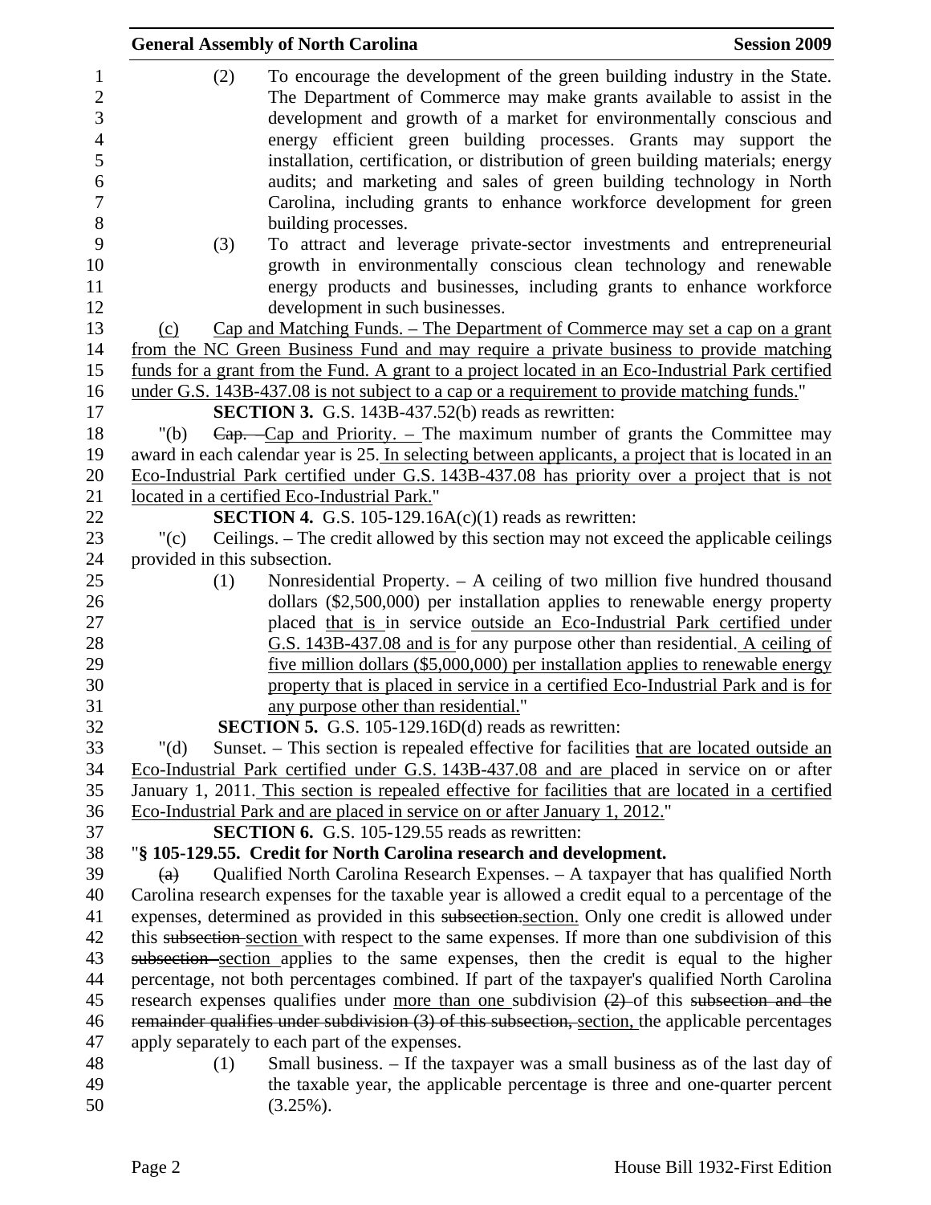(2) To encourage the development of the green building industry in the State. The Department of Commerce may make grants available to assist in the development and growth of a market for environmentally conscious and energy efficient green building processes. Grants may support the installation, certification, or distribution of green building materials; energy audits; and marketing and sales of green building technology in North Carolina, including grants to enhance workforce development for green building processes.

(3) To attract and leverage private-sector investments and entrepreneurial growth in environmentally conscious clean technology and renewable energy products and businesses, including grants to enhance workforce development in such businesses.

(c) Cap and Matching Funds. – The Department of Commerce may set a cap on a grant from the NC Green Business Fund and may require a private business to provide matching funds for a grant from the Fund. A grant to a project located in an Eco-Industrial Park certified under G.S. 143B-437.08 is not subject to a cap or a requirement to provide matching funds."

**SECTION 3.** G.S. 143B-437.52(b) reads as rewritten:

"(b) ~~Cap.~~ Cap and Priority. – The maximum number of grants the Committee may award in each calendar year is 25. In selecting between applicants, a project that is located in an Eco-Industrial Park certified under G.S. 143B-437.08 has priority over a project that is not located in a certified Eco-Industrial Park."

**SECTION 4.** G.S. 105-129.16A(c)(1) reads as rewritten:

"(c) Ceilings. – The credit allowed by this section may not exceed the applicable ceilings provided in this subsection.

(1) Nonresidential Property. – A ceiling of two million five hundred thousand dollars ($2,500,000) per installation applies to renewable energy property placed that is in service outside an Eco-Industrial Park certified under G.S. 143B-437.08 and is for any purpose other than residential. A ceiling of five million dollars ($5,000,000) per installation applies to renewable energy property that is placed in service in a certified Eco-Industrial Park and is for any purpose other than residential."

**SECTION 5.** G.S. 105-129.16D(d) reads as rewritten:

"(d) Sunset. – This section is repealed effective for facilities that are located outside an Eco-Industrial Park certified under G.S. 143B-437.08 and are placed in service on or after January 1, 2011. This section is repealed effective for facilities that are located in a certified Eco-Industrial Park and are placed in service on or after January 1, 2012."

**SECTION 6.** G.S. 105-129.55 reads as rewritten:

"**§ 105-129.55. Credit for North Carolina research and development.**

~~(a)~~ Qualified North Carolina Research Expenses. – A taxpayer that has qualified North Carolina research expenses for the taxable year is allowed a credit equal to a percentage of the expenses, determined as provided in this ~~subsection.~~section. Only one credit is allowed under this ~~subsection~~ section with respect to the same expenses. If more than one subdivision of this ~~subsection~~ section applies to the same expenses, then the credit is equal to the higher percentage, not both percentages combined. If part of the taxpayer's qualified North Carolina research expenses qualifies under more than one subdivision ~~(2)~~ of this ~~subsection and the remainder qualifies under subdivision (3) of this subsection,~~ section, the applicable percentages apply separately to each part of the expenses.

(1) Small business. – If the taxpayer was a small business as of the last day of the taxable year, the applicable percentage is three and one-quarter percent (3.25%).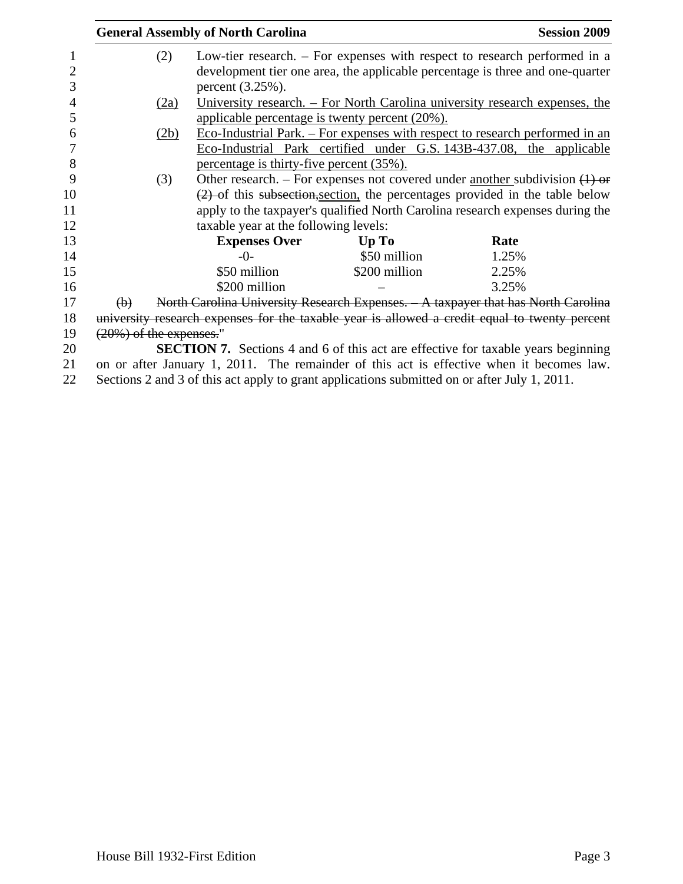(2) Low-tier research. – For expenses with respect to research performed in a development tier one area, the applicable percentage is three and one-quarter percent (3.25%).

(2a) University research. – For North Carolina university research expenses, the applicable percentage is twenty percent (20%).

(2b) Eco-Industrial Park. – For expenses with respect to research performed in an Eco-Industrial Park certified under G.S. 143B-437.08, the applicable percentage is thirty-five percent (35%).

(3) Other research. – For expenses not covered under another subdivision ~~(1) or (2)~~ of this ~~subsection,~~section, the percentages provided in the table below apply to the taxpayer's qualified North Carolina research expenses during the taxable year at the following levels:

| Expenses Over | Up To | Rate |
|---|---|---|
| -0- | $50 million | 1.25% |
| $50 million | $200 million | 2.25% |
| $200 million | – | 3.25% |

~~(b) North Carolina University Research Expenses. – A taxpayer that has North Carolina university research expenses for the taxable year is allowed a credit equal to twenty percent (20%) of the expenses.~~"

**SECTION 7.** Sections 4 and 6 of this act are effective for taxable years beginning on or after January 1, 2011. The remainder of this act is effective when it becomes law. Sections 2 and 3 of this act apply to grant applications submitted on or after July 1, 2011.